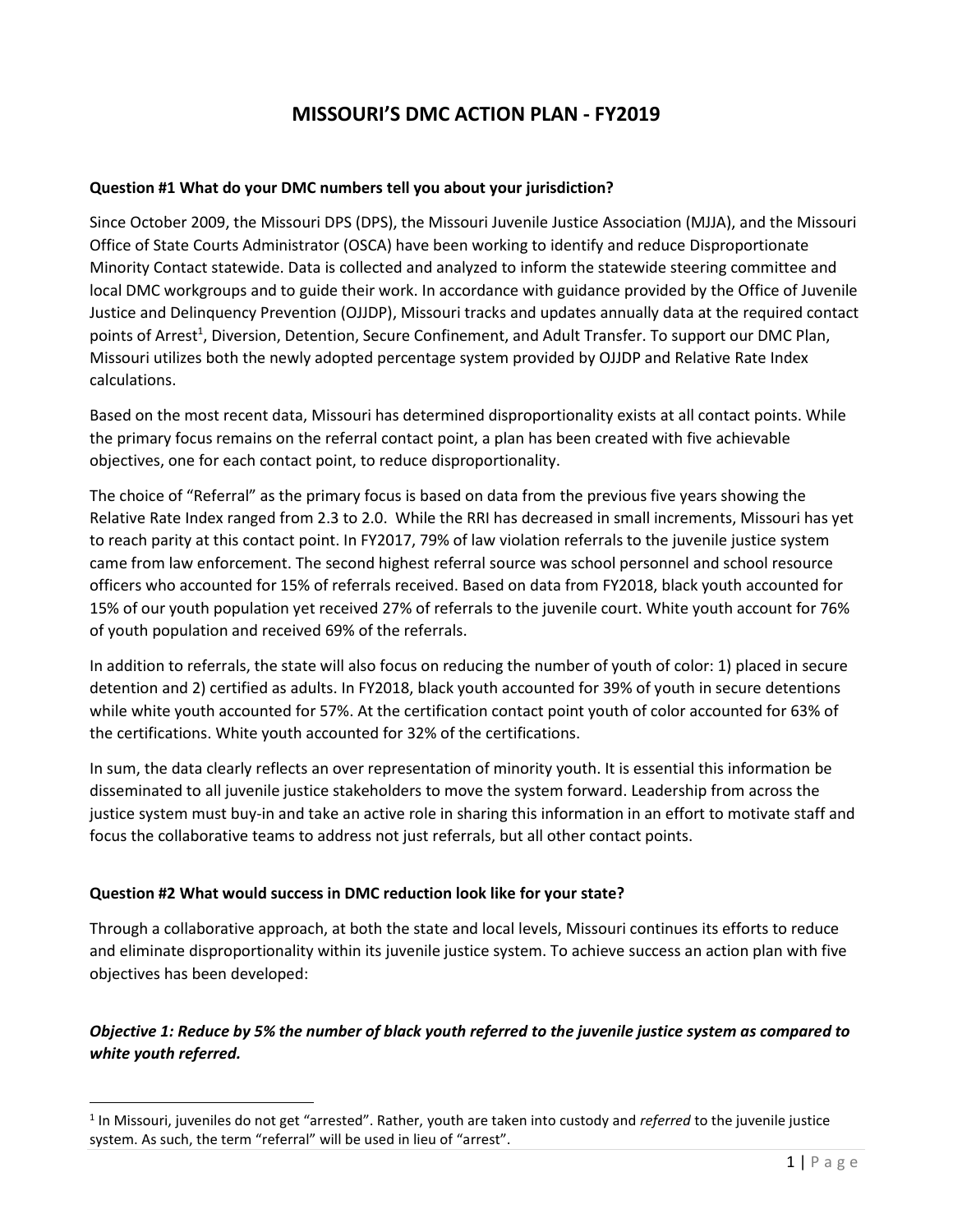# MISSOURI'S DMC ACTION PLAN - FY2019

**Question #1 What do your DMC numbers tell you about your jurisdiction?**

Since October 2009, the Missouri DPS (DPS), the Missouri Juvenile Justice Association (MJJA), and the Missouri Office of State Courts Administrator (OSCA) have been working to identify and reduce Disproportionate Minority Contact statewide. Data is collected and analyzed to inform the statewide steering committee and local DMC workgroups and to guide their work. In accordance with guidance provided by the Office of Juvenile Justice and Delinquency Prevention (OJJDP), Missouri tracks and updates annually data at the required contact points of Arrest[1], Diversion, Detention, Secure Confinement, and Adult Transfer. To support our DMC Plan, Missouri utilizes both the newly adopted percentage system provided by OJJDP and Relative Rate Index calculations.

Based on the most recent data, Missouri has determined disproportionality exists at all contact points. While the primary focus remains on the referral contact point, a plan has been created with five achievable objectives, one for each contact point, to reduce disproportionality.

The choice of "Referral" as the primary focus is based on data from the previous five years showing the Relative Rate Index ranged from 2.3 to 2.0. While the RRI has decreased in small increments, Missouri has yet to reach parity at this contact point. In FY2017, 79% of law violation referrals to the juvenile justice system came from law enforcement. The second highest referral source was school personnel and school resource officers who accounted for 15% of referrals received. Based on data from FY2018, black youth accounted for 15% of our youth population yet received 27% of referrals to the juvenile court. White youth account for 76% of youth population and received 69% of the referrals.

In addition to referrals, the state will also focus on reducing the number of youth of color: 1) placed in secure detention and 2) certified as adults. In FY2018, black youth accounted for 39% of youth in secure detentions while white youth accounted for 57%. At the certification contact point youth of color accounted for 63% of the certifications. White youth accounted for 32% of the certifications.

In sum, the data clearly reflects an over representation of minority youth. It is essential this information be disseminated to all juvenile justice stakeholders to move the system forward. Leadership from across the justice system must buy-in and take an active role in sharing this information in an effort to motivate staff and focus the collaborative teams to address not just referrals, but all other contact points.

**Question #2 What would success in DMC reduction look like for your state?**

Through a collaborative approach, at both the state and local levels, Missouri continues its efforts to reduce and eliminate disproportionality within its juvenile justice system. To achieve success an action plan with five objectives has been developed:

***Objective 1: Reduce by 5% the number of black youth referred to the juvenile justice system as compared to white youth referred.***

---

[1] In Missouri, juveniles do not get "arrested". Rather, youth are taken into custody and *referred* to the juvenile justice system. As such, the term "referral" will be used in lieu of "arrest".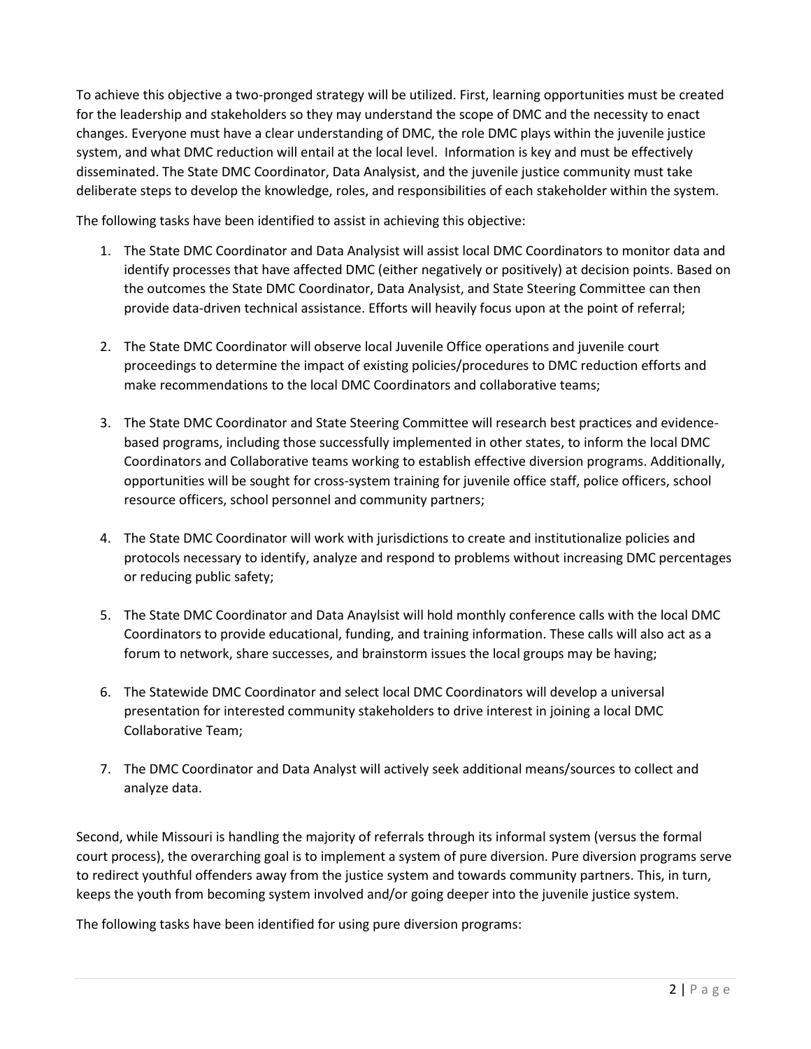To achieve this objective a two-pronged strategy will be utilized. First, learning opportunities must be created for the leadership and stakeholders so they may understand the scope of DMC and the necessity to enact changes. Everyone must have a clear understanding of DMC, the role DMC plays within the juvenile justice system, and what DMC reduction will entail at the local level. Information is key and must be effectively disseminated. The State DMC Coordinator, Data Analysist, and the juvenile justice community must take deliberate steps to develop the knowledge, roles, and responsibilities of each stakeholder within the system.

The following tasks have been identified to assist in achieving this objective:

1. The State DMC Coordinator and Data Analysist will assist local DMC Coordinators to monitor data and identify processes that have affected DMC (either negatively or positively) at decision points. Based on the outcomes the State DMC Coordinator, Data Analysist, and State Steering Committee can then provide data-driven technical assistance. Efforts will heavily focus upon at the point of referral;

2. The State DMC Coordinator will observe local Juvenile Office operations and juvenile court proceedings to determine the impact of existing policies/procedures to DMC reduction efforts and make recommendations to the local DMC Coordinators and collaborative teams;

3. The State DMC Coordinator and State Steering Committee will research best practices and evidence-based programs, including those successfully implemented in other states, to inform the local DMC Coordinators and Collaborative teams working to establish effective diversion programs. Additionally, opportunities will be sought for cross-system training for juvenile office staff, police officers, school resource officers, school personnel and community partners;

4. The State DMC Coordinator will work with jurisdictions to create and institutionalize policies and protocols necessary to identify, analyze and respond to problems without increasing DMC percentages or reducing public safety;

5. The State DMC Coordinator and Data Anaylsist will hold monthly conference calls with the local DMC Coordinators to provide educational, funding, and training information. These calls will also act as a forum to network, share successes, and brainstorm issues the local groups may be having;

6. The Statewide DMC Coordinator and select local DMC Coordinators will develop a universal presentation for interested community stakeholders to drive interest in joining a local DMC Collaborative Team;

7. The DMC Coordinator and Data Analyst will actively seek additional means/sources to collect and analyze data.

Second, while Missouri is handling the majority of referrals through its informal system (versus the formal court process), the overarching goal is to implement a system of pure diversion. Pure diversion programs serve to redirect youthful offenders away from the justice system and towards community partners. This, in turn, keeps the youth from becoming system involved and/or going deeper into the juvenile justice system.

The following tasks have been identified for using pure diversion programs: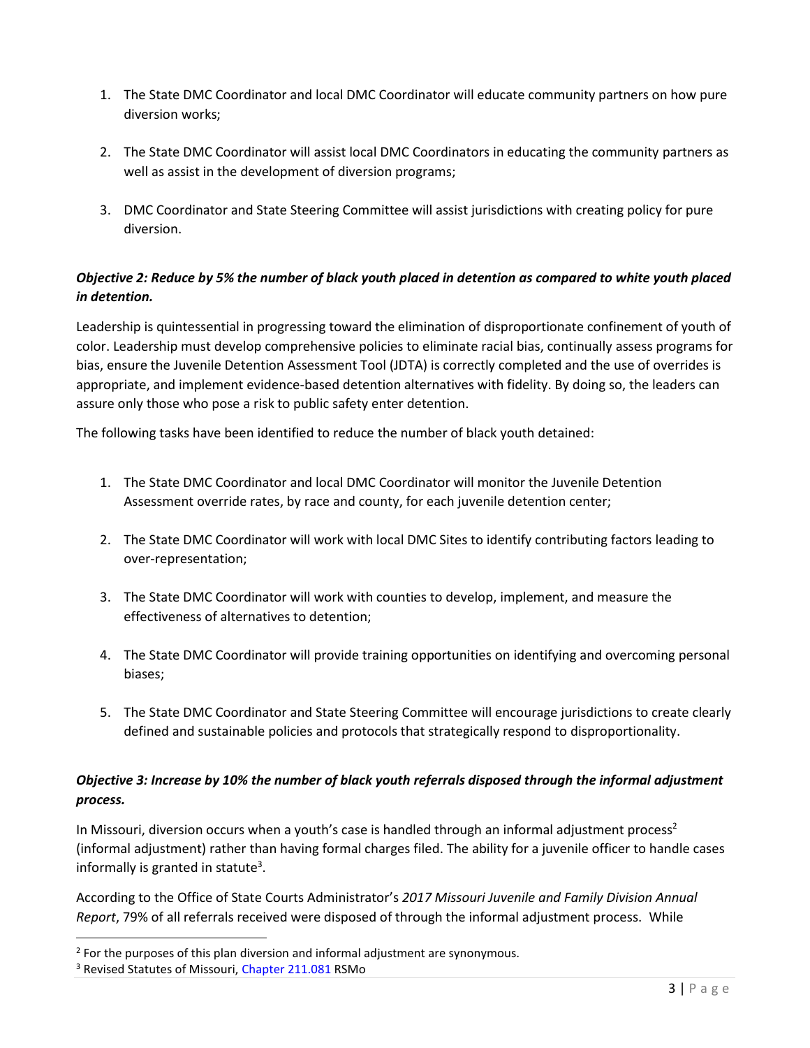1. The State DMC Coordinator and local DMC Coordinator will educate community partners on how pure diversion works;

2. The State DMC Coordinator will assist local DMC Coordinators in educating the community partners as well as assist in the development of diversion programs;

3. DMC Coordinator and State Steering Committee will assist jurisdictions with creating policy for pure diversion.

***Objective 2: Reduce by 5% the number of black youth placed in detention as compared to white youth placed in detention.***

Leadership is quintessential in progressing toward the elimination of disproportionate confinement of youth of color. Leadership must develop comprehensive policies to eliminate racial bias, continually assess programs for bias, ensure the Juvenile Detention Assessment Tool (JDTA) is correctly completed and the use of overrides is appropriate, and implement evidence-based detention alternatives with fidelity. By doing so, the leaders can assure only those who pose a risk to public safety enter detention.

The following tasks have been identified to reduce the number of black youth detained:

1. The State DMC Coordinator and local DMC Coordinator will monitor the Juvenile Detention Assessment override rates, by race and county, for each juvenile detention center;

2. The State DMC Coordinator will work with local DMC Sites to identify contributing factors leading to over-representation;

3. The State DMC Coordinator will work with counties to develop, implement, and measure the effectiveness of alternatives to detention;

4. The State DMC Coordinator will provide training opportunities on identifying and overcoming personal biases;

5. The State DMC Coordinator and State Steering Committee will encourage jurisdictions to create clearly defined and sustainable policies and protocols that strategically respond to disproportionality.

***Objective 3: Increase by 10% the number of black youth referrals disposed through the informal adjustment process.***

In Missouri, diversion occurs when a youth's case is handled through an informal adjustment process[2] (informal adjustment) rather than having formal charges filed. The ability for a juvenile officer to handle cases informally is granted in statute[3].

According to the Office of State Courts Administrator's *2017 Missouri Juvenile and Family Division Annual Report*, 79% of all referrals received were disposed of through the informal adjustment process. While

[2] For the purposes of this plan diversion and informal adjustment are synonymous.

[3] Revised Statutes of Missouri, Chapter 211.081 RSMo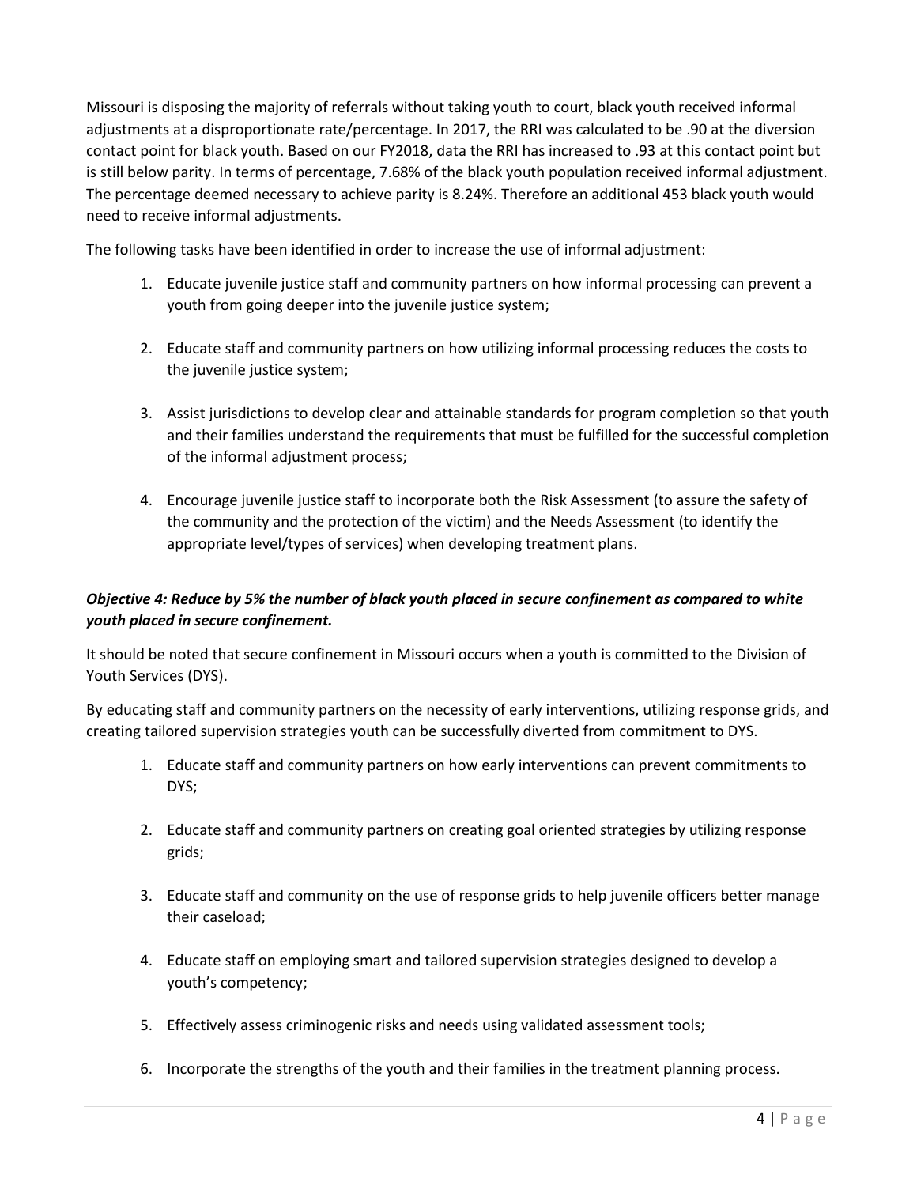Missouri is disposing the majority of referrals without taking youth to court, black youth received informal adjustments at a disproportionate rate/percentage. In 2017, the RRI was calculated to be .90 at the diversion contact point for black youth. Based on our FY2018, data the RRI has increased to .93 at this contact point but is still below parity. In terms of percentage, 7.68% of the black youth population received informal adjustment. The percentage deemed necessary to achieve parity is 8.24%. Therefore an additional 453 black youth would need to receive informal adjustments.

The following tasks have been identified in order to increase the use of informal adjustment:

1. Educate juvenile justice staff and community partners on how informal processing can prevent a youth from going deeper into the juvenile justice system;

2. Educate staff and community partners on how utilizing informal processing reduces the costs to the juvenile justice system;

3. Assist jurisdictions to develop clear and attainable standards for program completion so that youth and their families understand the requirements that must be fulfilled for the successful completion of the informal adjustment process;

4. Encourage juvenile justice staff to incorporate both the Risk Assessment (to assure the safety of the community and the protection of the victim) and the Needs Assessment (to identify the appropriate level/types of services) when developing treatment plans.

***Objective 4: Reduce by 5% the number of black youth placed in secure confinement as compared to white youth placed in secure confinement.***

It should be noted that secure confinement in Missouri occurs when a youth is committed to the Division of Youth Services (DYS).

By educating staff and community partners on the necessity of early interventions, utilizing response grids, and creating tailored supervision strategies youth can be successfully diverted from commitment to DYS.

1. Educate staff and community partners on how early interventions can prevent commitments to DYS;

2. Educate staff and community partners on creating goal oriented strategies by utilizing response grids;

3. Educate staff and community on the use of response grids to help juvenile officers better manage their caseload;

4. Educate staff on employing smart and tailored supervision strategies designed to develop a youth's competency;

5. Effectively assess criminogenic risks and needs using validated assessment tools;

6. Incorporate the strengths of the youth and their families in the treatment planning process.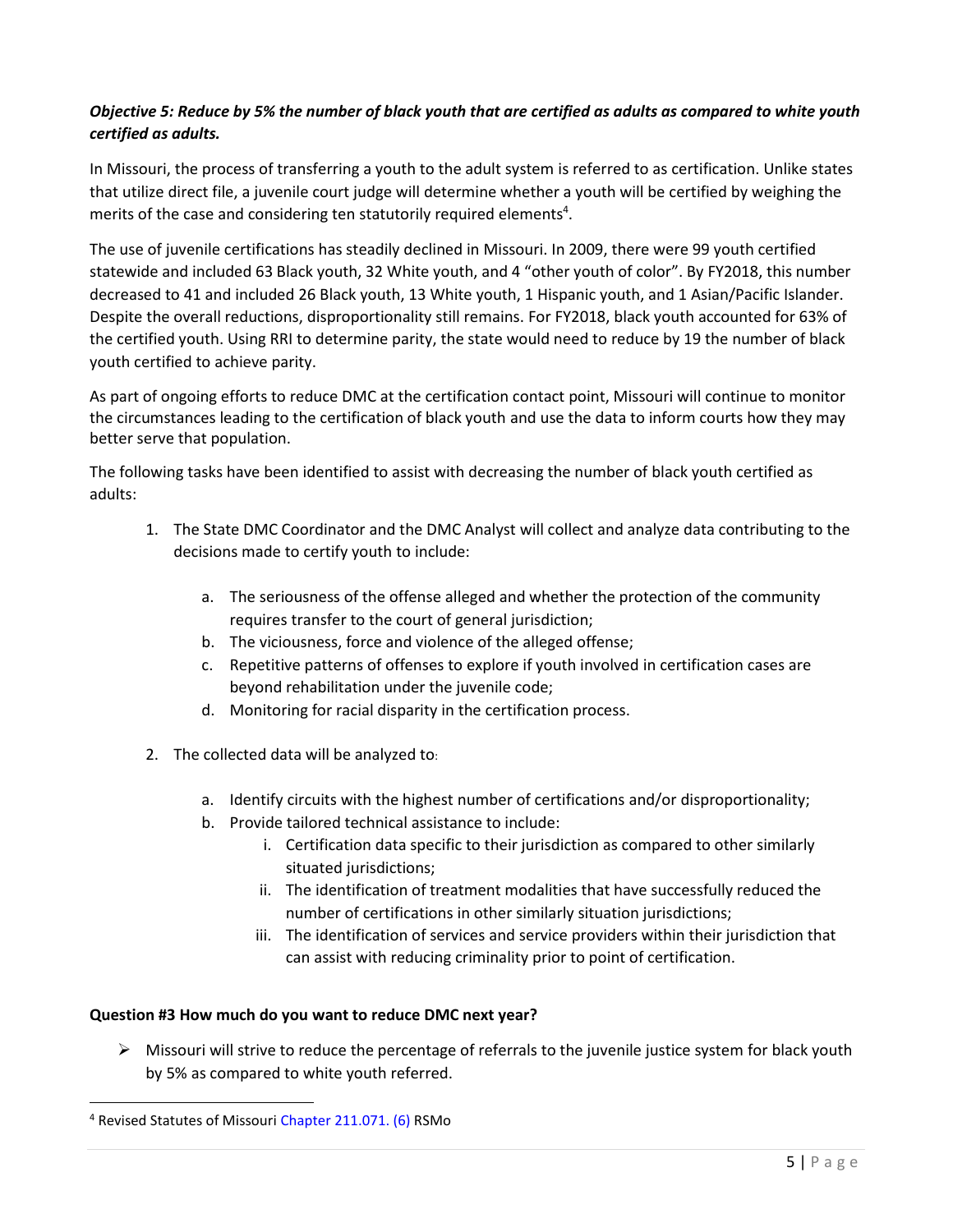***Objective 5: Reduce by 5% the number of black youth that are certified as adults as compared to white youth certified as adults.***

In Missouri, the process of transferring a youth to the adult system is referred to as certification. Unlike states that utilize direct file, a juvenile court judge will determine whether a youth will be certified by weighing the merits of the case and considering ten statutorily required elements[4].

The use of juvenile certifications has steadily declined in Missouri. In 2009, there were 99 youth certified statewide and included 63 Black youth, 32 White youth, and 4 "other youth of color". By FY2018, this number decreased to 41 and included 26 Black youth, 13 White youth, 1 Hispanic youth, and 1 Asian/Pacific Islander. Despite the overall reductions, disproportionality still remains. For FY2018, black youth accounted for 63% of the certified youth. Using RRI to determine parity, the state would need to reduce by 19 the number of black youth certified to achieve parity.

As part of ongoing efforts to reduce DMC at the certification contact point, Missouri will continue to monitor the circumstances leading to the certification of black youth and use the data to inform courts how they may better serve that population.

The following tasks have been identified to assist with decreasing the number of black youth certified as adults:

1. The State DMC Coordinator and the DMC Analyst will collect and analyze data contributing to the decisions made to certify youth to include:
    a. The seriousness of the offense alleged and whether the protection of the community requires transfer to the court of general jurisdiction;
    b. The viciousness, force and violence of the alleged offense;
    c. Repetitive patterns of offenses to explore if youth involved in certification cases are beyond rehabilitation under the juvenile code;
    d. Monitoring for racial disparity in the certification process.
2. The collected data will be analyzed to:
    a. Identify circuits with the highest number of certifications and/or disproportionality;
    b. Provide tailored technical assistance to include:
        i. Certification data specific to their jurisdiction as compared to other similarly situated jurisdictions;
        ii. The identification of treatment modalities that have successfully reduced the number of certifications in other similarly situation jurisdictions;
        iii. The identification of services and service providers within their jurisdiction that can assist with reducing criminality prior to point of certification.

**Question #3 How much do you want to reduce DMC next year?**

- Missouri will strive to reduce the percentage of referrals to the juvenile justice system for black youth by 5% as compared to white youth referred.

[4] Revised Statutes of Missouri Chapter 211.071. (6) RSMo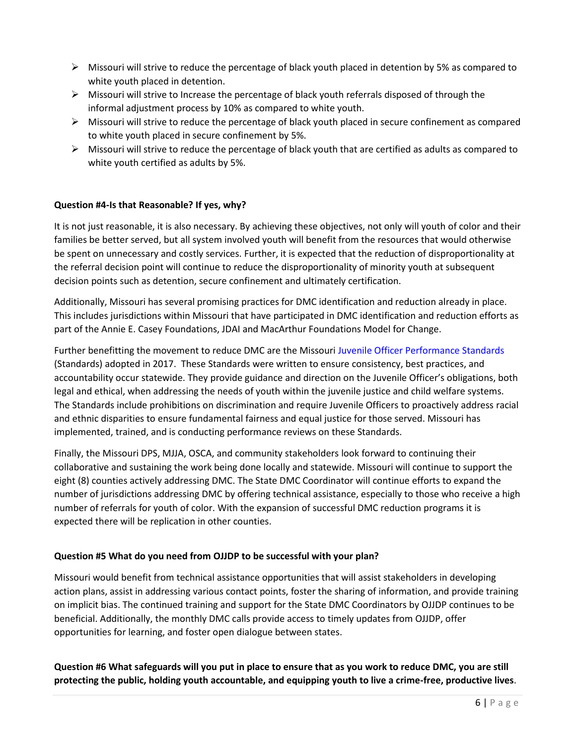- Missouri will strive to reduce the percentage of black youth placed in detention by 5% as compared to white youth placed in detention.
- Missouri will strive to Increase the percentage of black youth referrals disposed of through the informal adjustment process by 10% as compared to white youth.
- Missouri will strive to reduce the percentage of black youth placed in secure confinement as compared to white youth placed in secure confinement by 5%.
- Missouri will strive to reduce the percentage of black youth that are certified as adults as compared to white youth certified as adults by 5%.

**Question #4-Is that Reasonable? If yes, why?**

It is not just reasonable, it is also necessary. By achieving these objectives, not only will youth of color and their families be better served, but all system involved youth will benefit from the resources that would otherwise be spent on unnecessary and costly services. Further, it is expected that the reduction of disproportionality at the referral decision point will continue to reduce the disproportionality of minority youth at subsequent decision points such as detention, secure confinement and ultimately certification.

Additionally, Missouri has several promising practices for DMC identification and reduction already in place. This includes jurisdictions within Missouri that have participated in DMC identification and reduction efforts as part of the Annie E. Casey Foundations, JDAI and MacArthur Foundations Model for Change.

Further benefitting the movement to reduce DMC are the Missouri Juvenile Officer Performance Standards (Standards) adopted in 2017. These Standards were written to ensure consistency, best practices, and accountability occur statewide. They provide guidance and direction on the Juvenile Officer's obligations, both legal and ethical, when addressing the needs of youth within the juvenile justice and child welfare systems. The Standards include prohibitions on discrimination and require Juvenile Officers to proactively address racial and ethnic disparities to ensure fundamental fairness and equal justice for those served. Missouri has implemented, trained, and is conducting performance reviews on these Standards.

Finally, the Missouri DPS, MJJA, OSCA, and community stakeholders look forward to continuing their collaborative and sustaining the work being done locally and statewide. Missouri will continue to support the eight (8) counties actively addressing DMC. The State DMC Coordinator will continue efforts to expand the number of jurisdictions addressing DMC by offering technical assistance, especially to those who receive a high number of referrals for youth of color. With the expansion of successful DMC reduction programs it is expected there will be replication in other counties.

**Question #5 What do you need from OJJDP to be successful with your plan?**

Missouri would benefit from technical assistance opportunities that will assist stakeholders in developing action plans, assist in addressing various contact points, foster the sharing of information, and provide training on implicit bias. The continued training and support for the State DMC Coordinators by OJJDP continues to be beneficial. Additionally, the monthly DMC calls provide access to timely updates from OJJDP, offer opportunities for learning, and foster open dialogue between states.

**Question #6 What safeguards will you put in place to ensure that as you work to reduce DMC, you are still protecting the public, holding youth accountable, and equipping youth to live a crime-free, productive lives**.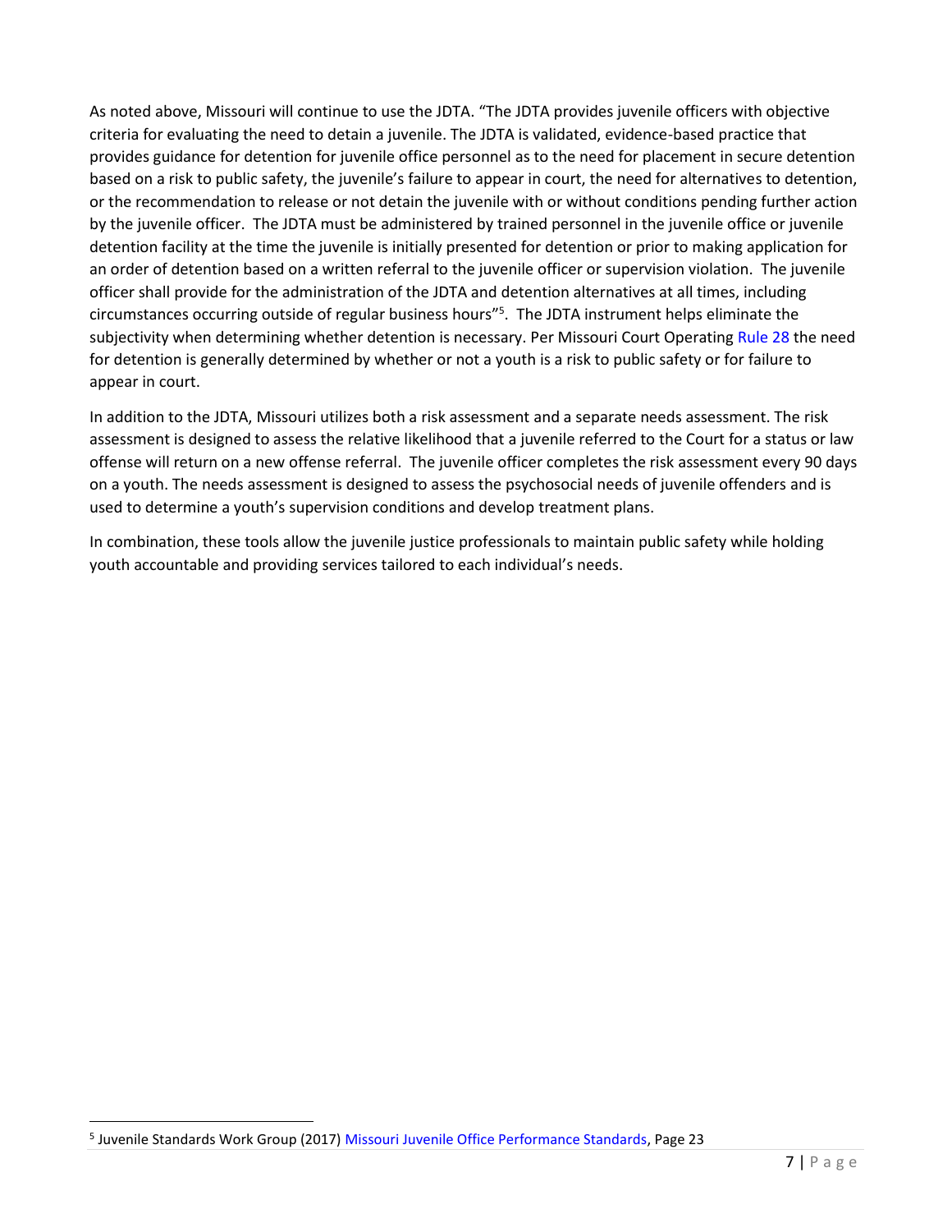As noted above, Missouri will continue to use the JDTA. "The JDTA provides juvenile officers with objective criteria for evaluating the need to detain a juvenile. The JDTA is validated, evidence-based practice that provides guidance for detention for juvenile office personnel as to the need for placement in secure detention based on a risk to public safety, the juvenile's failure to appear in court, the need for alternatives to detention, or the recommendation to release or not detain the juvenile with or without conditions pending further action by the juvenile officer. The JDTA must be administered by trained personnel in the juvenile office or juvenile detention facility at the time the juvenile is initially presented for detention or prior to making application for an order of detention based on a written referral to the juvenile officer or supervision violation. The juvenile officer shall provide for the administration of the JDTA and detention alternatives at all times, including circumstances occurring outside of regular business hours"[5]. The JDTA instrument helps eliminate the subjectivity when determining whether detention is necessary. Per Missouri Court Operating Rule 28 the need for detention is generally determined by whether or not a youth is a risk to public safety or for failure to appear in court.

In addition to the JDTA, Missouri utilizes both a risk assessment and a separate needs assessment. The risk assessment is designed to assess the relative likelihood that a juvenile referred to the Court for a status or law offense will return on a new offense referral. The juvenile officer completes the risk assessment every 90 days on a youth. The needs assessment is designed to assess the psychosocial needs of juvenile offenders and is used to determine a youth's supervision conditions and develop treatment plans.

In combination, these tools allow the juvenile justice professionals to maintain public safety while holding youth accountable and providing services tailored to each individual's needs.

---

[5] Juvenile Standards Work Group (2017) Missouri Juvenile Office Performance Standards, Page 23